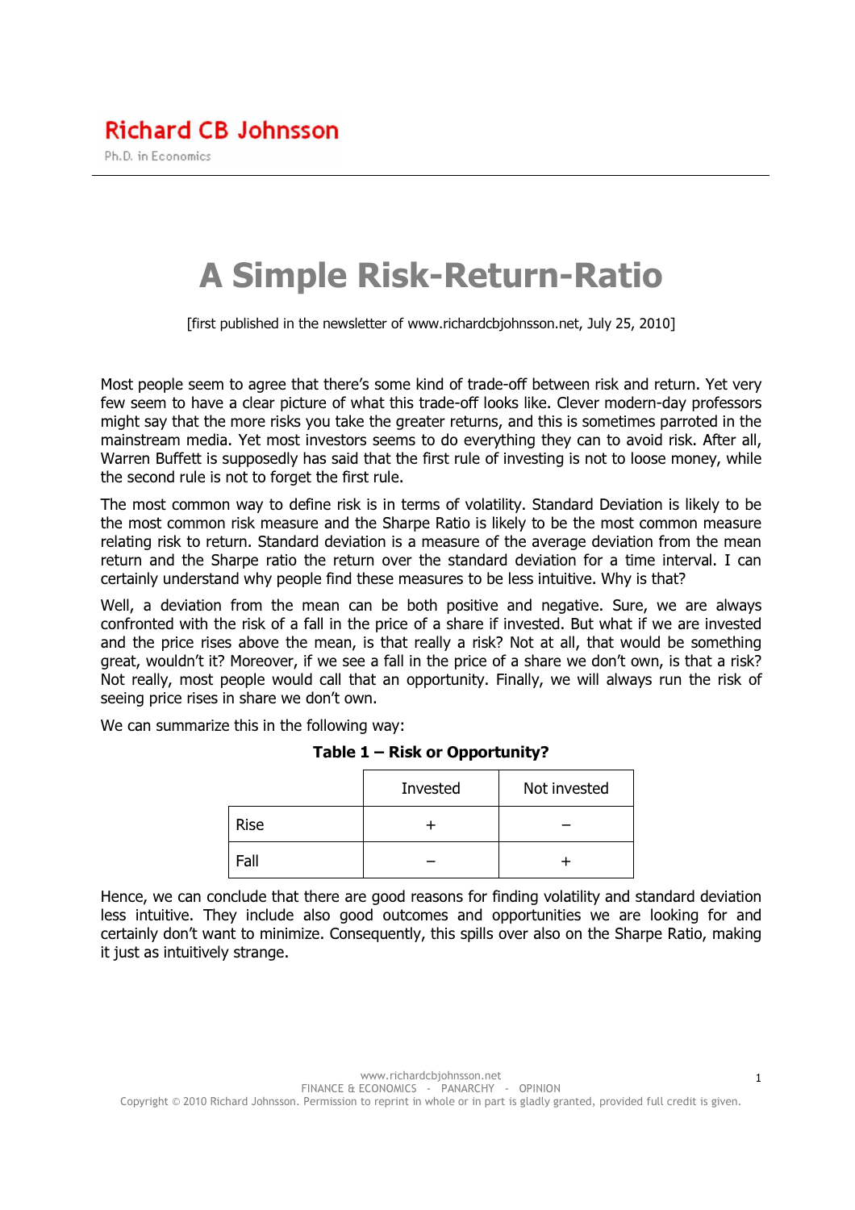# A Simple Risk-Return-Ratio

[first published in the newsletter of www.richardcbjohnsson.net, July 25, 2010]

Most people seem to agree that there's some kind of trade-off between risk and return. Yet very few seem to have a clear picture of what this trade-off looks like. Clever modern-day professors might say that the more risks you take the greater returns, and this is sometimes parroted in the mainstream media. Yet most investors seems to do everything they can to avoid risk. After all, Warren Buffett is supposedly has said that the first rule of investing is not to loose money, while the second rule is not to forget the first rule.

The most common way to define risk is in terms of volatility. Standard Deviation is likely to be the most common risk measure and the Sharpe Ratio is likely to be the most common measure relating risk to return. Standard deviation is a measure of the average deviation from the mean return and the Sharpe ratio the return over the standard deviation for a time interval. I can certainly understand why people find these measures to be less intuitive. Why is that?

Well, a deviation from the mean can be both positive and negative. Sure, we are always confronted with the risk of a fall in the price of a share if invested. But what if we are invested and the price rises above the mean, is that really a risk? Not at all, that would be something great, wouldn't it? Moreover, if we see a fall in the price of a share we don't own, is that a risk? Not really, most people would call that an opportunity. Finally, we will always run the risk of seeing price rises in share we don't own.

We can summarize this in the following way:

**Table 1 – Risk or Opportunity?**

| | Invested | Not invested |
|---|---|---|
| Rise | + | – |
| Fall | – | + |

Hence, we can conclude that there are good reasons for finding volatility and standard deviation less intuitive. They include also good outcomes and opportunities we are looking for and certainly don't want to minimize. Consequently, this spills over also on the Sharpe Ratio, making it just as intuitively strange.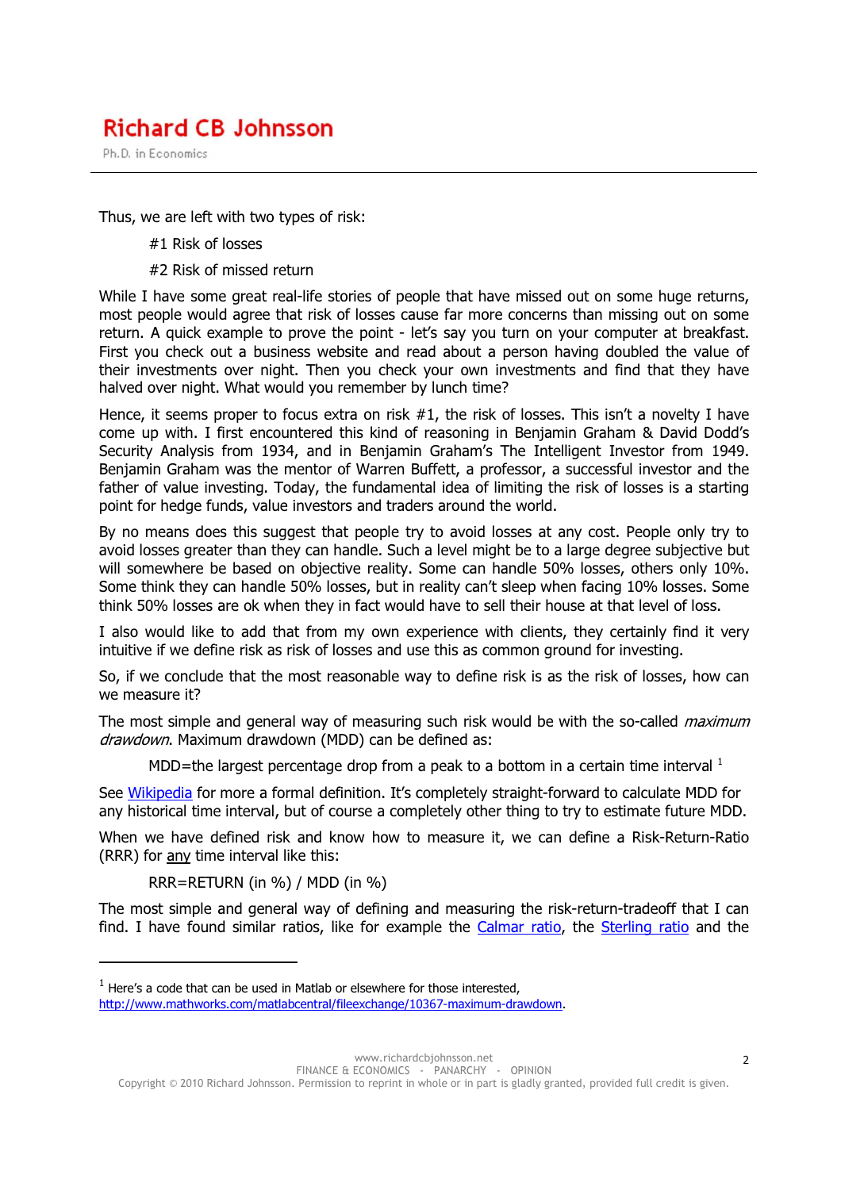Thus, we are left with two types of risk:

#1 Risk of losses

#2 Risk of missed return

While I have some great real-life stories of people that have missed out on some huge returns, most people would agree that risk of losses cause far more concerns than missing out on some return. A quick example to prove the point - let's say you turn on your computer at breakfast. First you check out a business website and read about a person having doubled the value of their investments over night. Then you check your own investments and find that they have halved over night. What would you remember by lunch time?

Hence, it seems proper to focus extra on risk #1, the risk of losses. This isn't a novelty I have come up with. I first encountered this kind of reasoning in Benjamin Graham & David Dodd's Security Analysis from 1934, and in Benjamin Graham's The Intelligent Investor from 1949. Benjamin Graham was the mentor of Warren Buffett, a professor, a successful investor and the father of value investing. Today, the fundamental idea of limiting the risk of losses is a starting point for hedge funds, value investors and traders around the world.

By no means does this suggest that people try to avoid losses at any cost. People only try to avoid losses greater than they can handle. Such a level might be to a large degree subjective but will somewhere be based on objective reality. Some can handle 50% losses, others only 10%. Some think they can handle 50% losses, but in reality can't sleep when facing 10% losses. Some think 50% losses are ok when they in fact would have to sell their house at that level of loss.

I also would like to add that from my own experience with clients, they certainly find it very intuitive if we define risk as risk of losses and use this as common ground for investing.

So, if we conclude that the most reasonable way to define risk is as the risk of losses, how can we measure it?

The most simple and general way of measuring such risk would be with the so-called *maximum drawdown*. Maximum drawdown (MDD) can be defined as:

MDD=the largest percentage drop from a peak to a bottom in a certain time interval [1]

See Wikipedia for more a formal definition. It's completely straight-forward to calculate MDD for any historical time interval, but of course a completely other thing to try to estimate future MDD.

When we have defined risk and know how to measure it, we can define a Risk-Return-Ratio (RRR) for <u>any</u> time interval like this:

RRR=RETURN (in %) / MDD (in %)

The most simple and general way of defining and measuring the risk-return-tradeoff that I can find. I have found similar ratios, like for example the Calmar ratio, the Sterling ratio and the

---

[1] Here's a code that can be used in Matlab or elsewhere for those interested, http://www.mathworks.com/matlabcentral/fileexchange/10367-maximum-drawdown.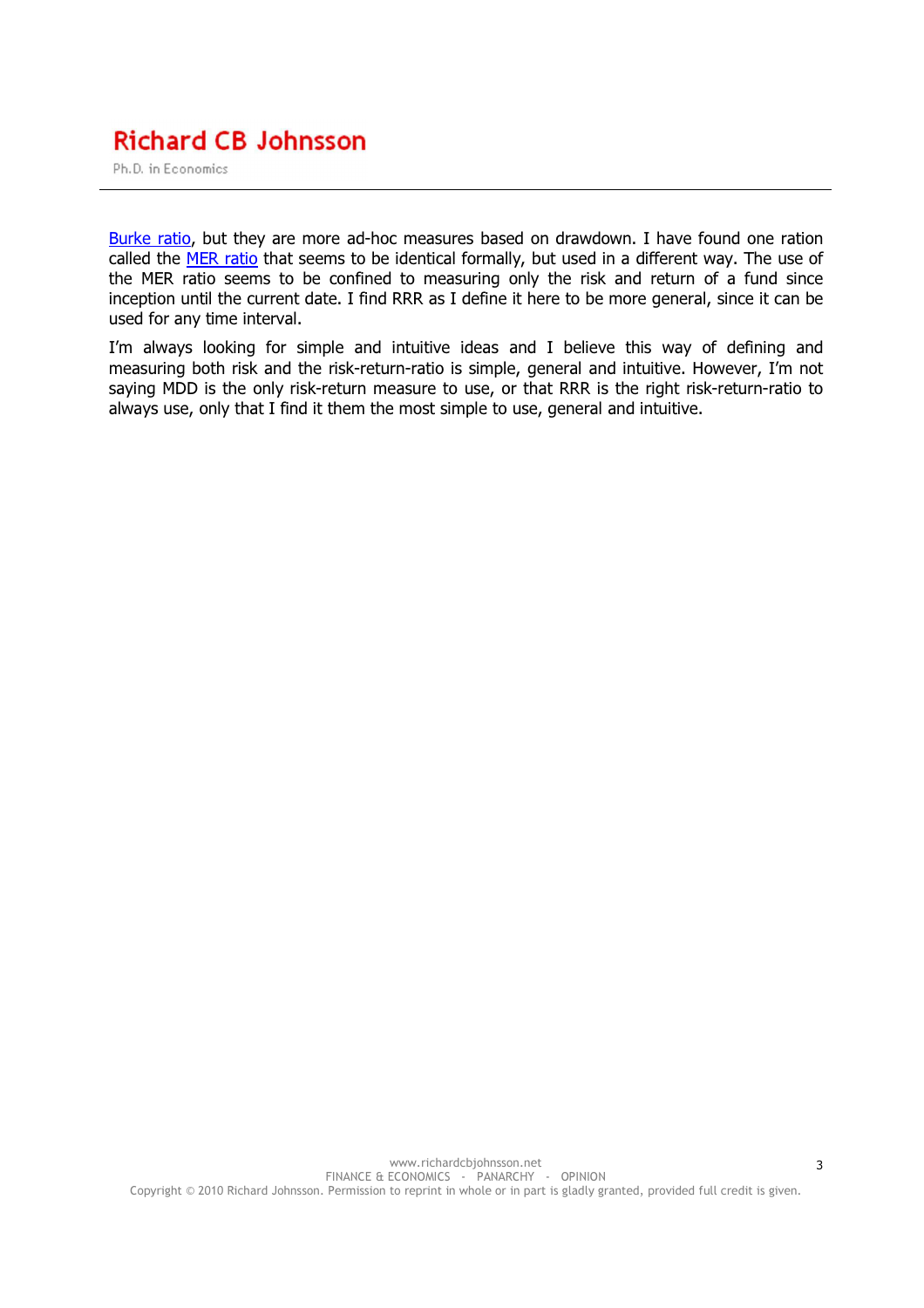[Burke ratio](), but they are more ad-hoc measures based on drawdown. I have found one ration called the [MER ratio]() that seems to be identical formally, but used in a different way. The use of the MER ratio seems to be confined to measuring only the risk and return of a fund since inception until the current date. I find RRR as I define it here to be more general, since it can be used for any time interval.

I'm always looking for simple and intuitive ideas and I believe this way of defining and measuring both risk and the risk-return-ratio is simple, general and intuitive. However, I'm not saying MDD is the only risk-return measure to use, or that RRR is the right risk-return-ratio to always use, only that I find it them the most simple to use, general and intuitive.